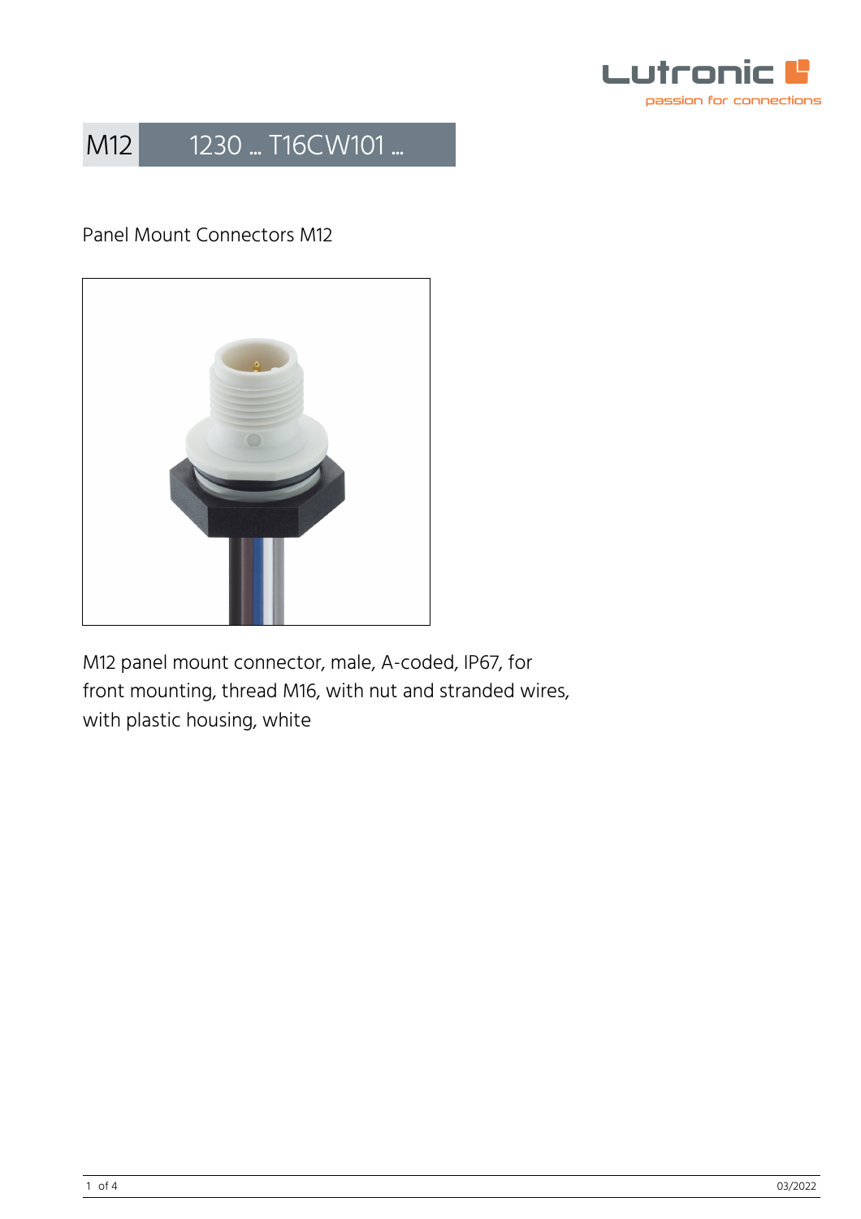# M12 1230 ... T16CW101 ...

Panel Mount Connectors M12

M12 panel mount connector, male, A-coded, IP67, for front mounting, thread M16, with nut and stranded wires, with plastic housing, white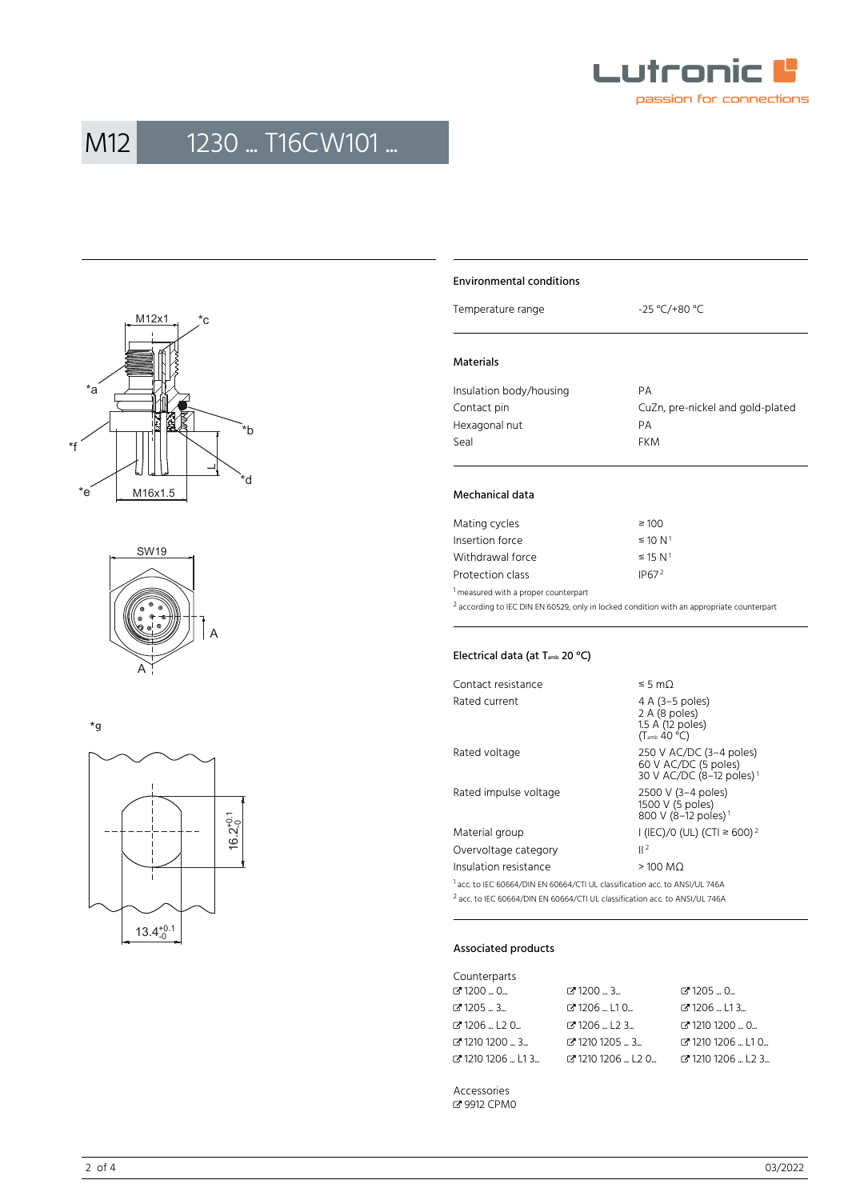# M12 1230 … T16CW101 …

M12x1 *c *a *b *f *d *e M16x1.5 L

SW19 A A

*g

16.2 $^{+0.1}_{-0}$

13.4 $^{+0.1}_{-0}$

## Environmental conditions

| | |
|---|---|
| Temperature range | -25 °C/+80 °C |

## Materials

| | |
|---|---|
| Insulation body/housing | PA |
| Contact pin | CuZn, pre-nickel and gold-plated |
| Hexagonal nut | PA |
| Seal | FKM |

## Mechanical data

| | |
|---|---|
| Mating cycles | ≥ 100 |
| Insertion force | ≤ 10 N [1] |
| Withdrawal force | ≤ 15 N [1] |
| Protection class | IP67 [2] |

[1] measured with a proper counterpart

[2] according to IEC DIN EN 60529, only in locked condition with an appropriate counterpart

## Electrical data (at $T_{amb}$ 20 °C)

| | |
|---|---|
| Contact resistance | ≤ 5 mΩ |
| Rated current | 4 A (3–5 poles)<br>2 A (8 poles)<br>1.5 A (12 poles)<br>($T_{amb}$ 40 °C) |
| Rated voltage | 250 V AC/DC (3–4 poles)<br>60 V AC/DC (5 poles)<br>30 V AC/DC (8–12 poles) [1] |
| Rated impulse voltage | 2500 V (3–4 poles)<br>1500 V (5 poles)<br>800 V (8–12 poles) [1] |
| Material group | I (IEC)/0 (UL) (CTI ≥ 600) [2] |
| Overvoltage category | II [2] |
| Insulation resistance | > 100 MΩ |

[1] acc. to IEC 60664/DIN EN 60664/CTI UL classification acc. to ANSI/UL 746A

[2] acc. to IEC 60664/DIN EN 60664/CTI UL classification acc. to ANSI/UL 746A

## Associated products

Counterparts

| | | |
|---|---|---|
| 1200 … 0… | 1200 … 3… | 1205 … 0… |
| 1205 … 3… | 1206 … L1 0… | 1206 … L1 3… |
| 1206 … L2 0… | 1206 … L2 3… | 1210 1200 … 0… |
| 1210 1200 … 3… | 1210 1205 … 3… | 1210 1206 … L1 0… |
| 1210 1206 … L1 3… | 1210 1206 … L2 0… | 1210 1206 … L2 3… |

Accessories

9912 CPM0

03/2022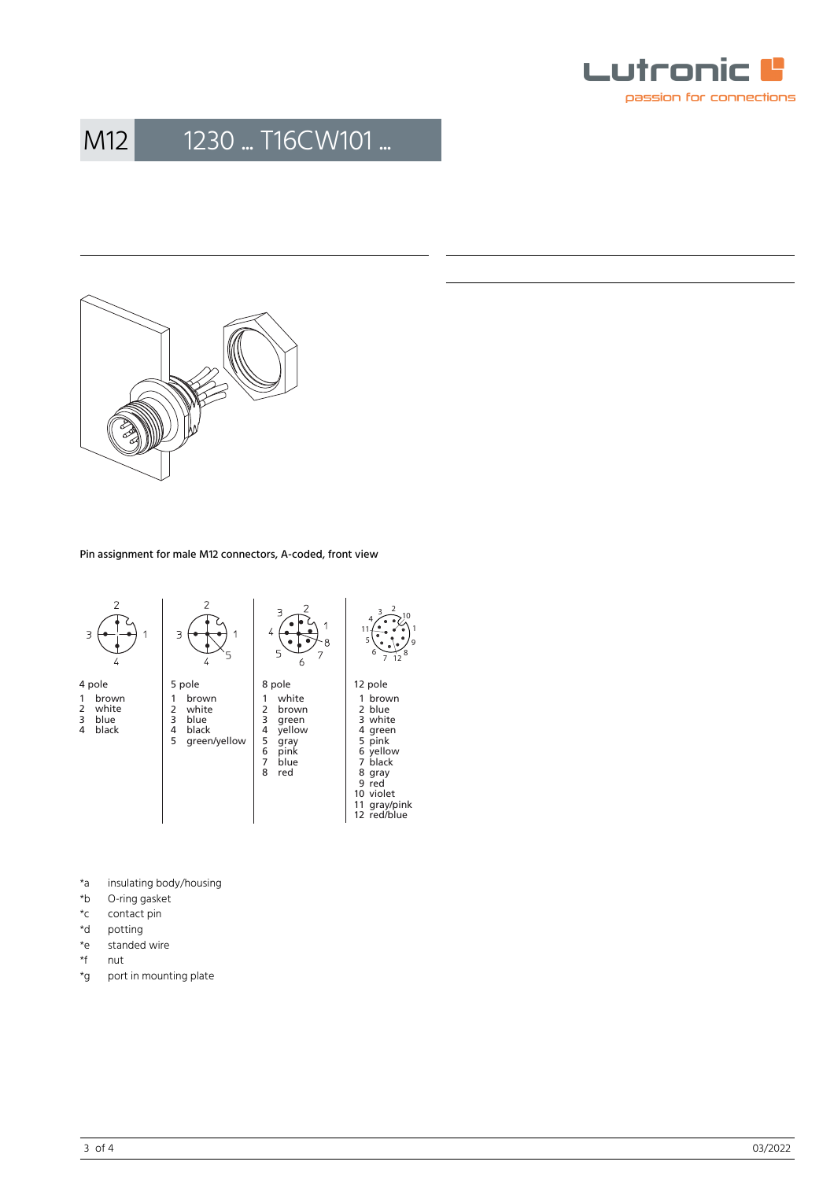# M12 1230 ... T16CW101 ...

Pin assignment for male M12 connectors, A-coded, front view

| 4 pole | 5 pole | 8 pole | 12 pole |
|---|---|---|---|
| 1 brown | 1 brown | 1 white | 1 brown |
| 2 white | 2 white | 2 brown | 2 blue |
| 3 blue | 3 blue | 3 green | 3 white |
| 4 black | 4 black | 4 yellow | 4 green |
| | 5 green/yellow | 5 gray | 5 pink |
| | | 6 pink | 6 yellow |
| | | 7 blue | 7 black |
| | | 8 red | 8 gray |
| | | | 9 red |
| | | | 10 violet |
| | | | 11 gray/pink |
| | | | 12 red/blue |

- *a insulating body/housing
- *b O-ring gasket
- *c contact pin
- *d potting
- *e standed wire
- *f nut
- *g port in mounting plate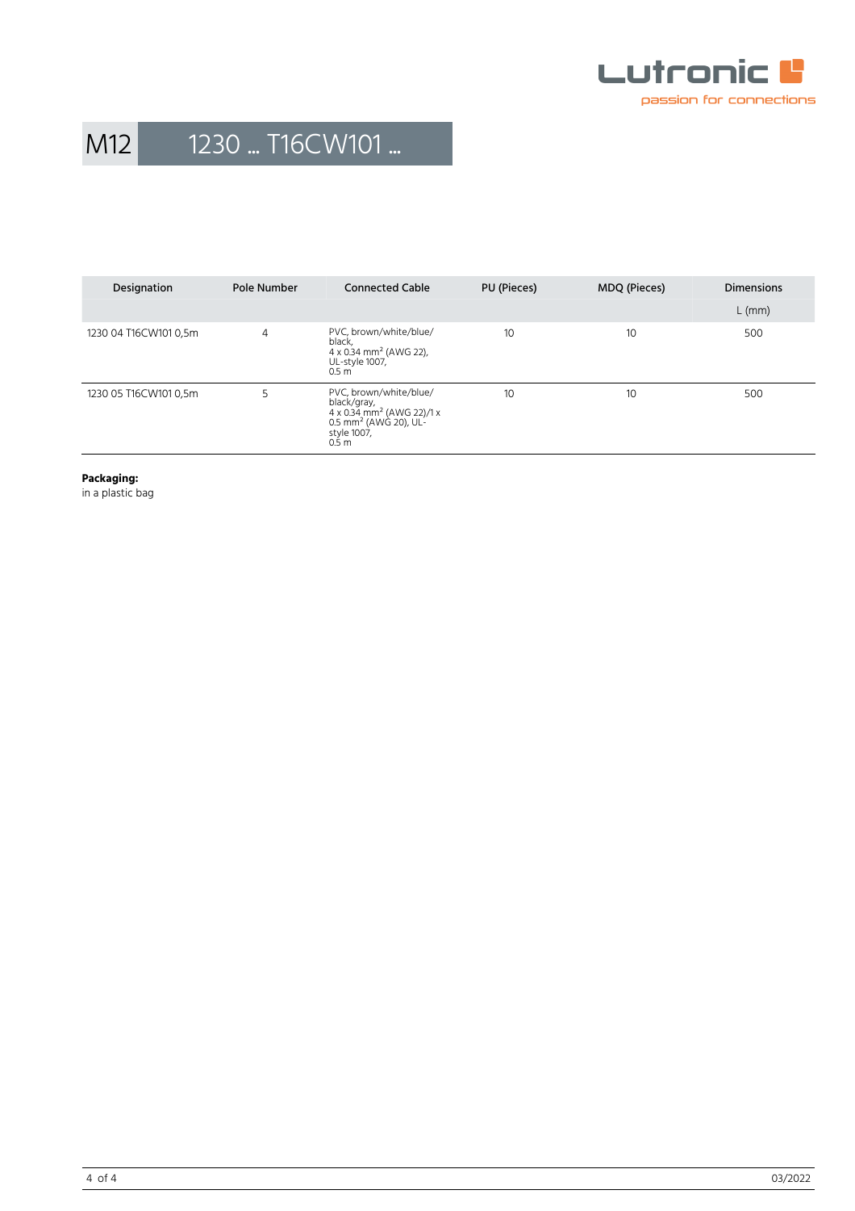# M12 1230 ... T16CW101 ...

| Designation | Pole Number | Connected Cable | PU (Pieces) | MDQ (Pieces) | Dimensions |
|---|---|---|---|---|---|
| | | | | | L (mm) |
| 1230 04 T16CW101 0,5m | 4 | PVC, brown/white/blue/ black, 4 x 0.34 mm² (AWG 22), UL-style 1007, 0.5 m | 10 | 10 | 500 |
| 1230 05 T16CW101 0,5m | 5 | PVC, brown/white/blue/ black/gray, 4 x 0.34 mm² (AWG 22)/1 x 0.5 mm² (AWG 20), UL-style 1007, 0.5 m | 10 | 10 | 500 |

**Packaging:**
in a plastic bag